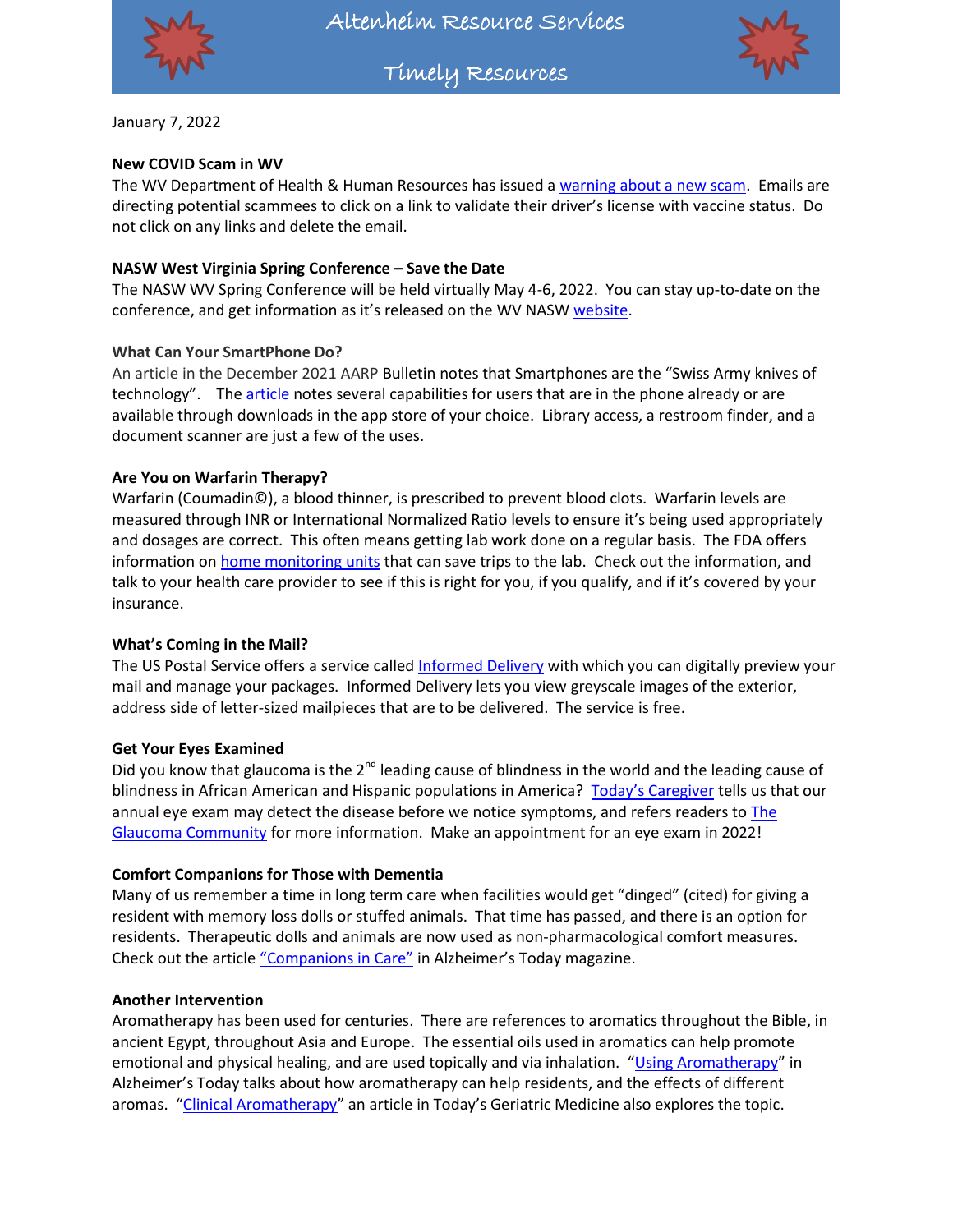# Altenheim Resource Services

## Timely Resources

January 7, 2022

**New COVID Scam in WV**

The WV Department of Health & Human Resources has issued a warning about a new scam. Emails are directing potential scammees to click on a link to validate their driver's license with vaccine status. Do not click on any links and delete the email.

**NASW West Virginia Spring Conference – Save the Date**

The NASW WV Spring Conference will be held virtually May 4-6, 2022. You can stay up-to-date on the conference, and get information as it's released on the WV NASW website.

**What Can Your SmartPhone Do?**

An article in the December 2021 AARP Bulletin notes that Smartphones are the "Swiss Army knives of technology". The article notes several capabilities for users that are in the phone already or are available through downloads in the app store of your choice. Library access, a restroom finder, and a document scanner are just a few of the uses.

**Are You on Warfarin Therapy?**

Warfarin (Coumadin©), a blood thinner, is prescribed to prevent blood clots. Warfarin levels are measured through INR or International Normalized Ratio levels to ensure it's being used appropriately and dosages are correct. This often means getting lab work done on a regular basis. The FDA offers information on home monitoring units that can save trips to the lab. Check out the information, and talk to your health care provider to see if this is right for you, if you qualify, and if it's covered by your insurance.

**What's Coming in the Mail?**

The US Postal Service offers a service called Informed Delivery with which you can digitally preview your mail and manage your packages. Informed Delivery lets you view greyscale images of the exterior, address side of letter-sized mailpieces that are to be delivered. The service is free.

**Get Your Eyes Examined**

Did you know that glaucoma is the 2nd leading cause of blindness in the world and the leading cause of blindness in African American and Hispanic populations in America? Today's Caregiver tells us that our annual eye exam may detect the disease before we notice symptoms, and refers readers to The Glaucoma Community for more information. Make an appointment for an eye exam in 2022!

**Comfort Companions for Those with Dementia**

Many of us remember a time in long term care when facilities would get "dinged" (cited) for giving a resident with memory loss dolls or stuffed animals. That time has passed, and there is an option for residents. Therapeutic dolls and animals are now used as non-pharmacological comfort measures. Check out the article "Companions in Care" in Alzheimer's Today magazine.

**Another Intervention**

Aromatherapy has been used for centuries. There are references to aromatics throughout the Bible, in ancient Egypt, throughout Asia and Europe. The essential oils used in aromatics can help promote emotional and physical healing, and are used topically and via inhalation. "Using Aromatherapy" in Alzheimer's Today talks about how aromatherapy can help residents, and the effects of different aromas. "Clinical Aromatherapy" an article in Today's Geriatric Medicine also explores the topic.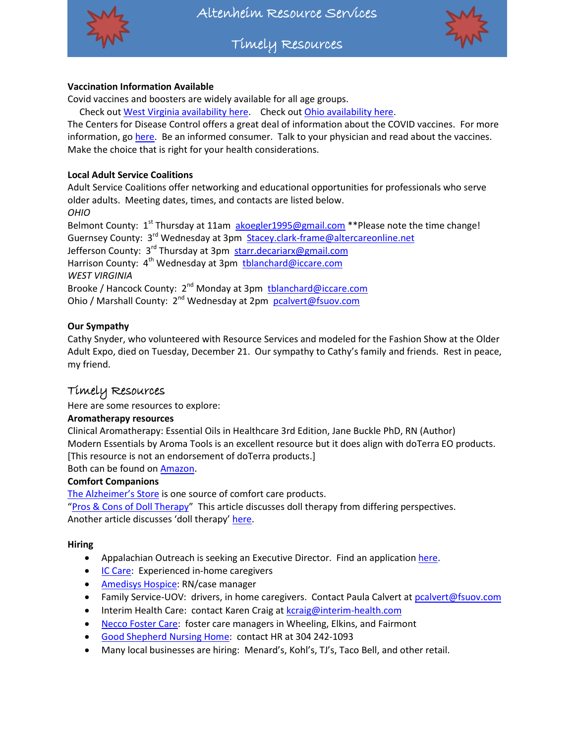# Altenheim Resource Services

## Timely Resources

**Vaccination Information Available**

Covid vaccines and boosters are widely available for all age groups.

Check out West Virginia availability here. Check out Ohio availability here.

The Centers for Disease Control offers a great deal of information about the COVID vaccines. For more information, go here. Be an informed consumer. Talk to your physician and read about the vaccines. Make the choice that is right for your health considerations.

**Local Adult Service Coalitions**

Adult Service Coalitions offer networking and educational opportunities for professionals who serve older adults. Meeting dates, times, and contacts are listed below.

*OHIO*

Belmont County: 1st Thursday at 11am akoegler1995@gmail.com **Please note the time change!
Guernsey County: 3rd Wednesday at 3pm Stacey.clark-frame@altercareonline.net
Jefferson County: 3rd Thursday at 3pm starr.decariarx@gmail.com
Harrison County: 4th Wednesday at 3pm tblanchard@iccare.com

*WEST VIRGINIA*

Brooke / Hancock County: 2nd Monday at 3pm tblanchard@iccare.com
Ohio / Marshall County: 2nd Wednesday at 2pm pcalvert@fsuov.com

**Our Sympathy**

Cathy Snyder, who volunteered with Resource Services and modeled for the Fashion Show at the Older Adult Expo, died on Tuesday, December 21. Our sympathy to Cathy's family and friends. Rest in peace, my friend.

## Timely Resources

Here are some resources to explore:

**Aromatherapy resources**

Clinical Aromatherapy: Essential Oils in Healthcare 3rd Edition, Jane Buckle PhD, RN (Author)
Modern Essentials by Aroma Tools is an excellent resource but it does align with doTerra EO products. [This resource is not an endorsement of doTerra products.]
Both can be found on Amazon.

**Comfort Companions**

The Alzheimer's Store is one source of comfort care products.
"Pros & Cons of Doll Therapy" This article discusses doll therapy from differing perspectives.
Another article discusses 'doll therapy' here.

**Hiring**

- Appalachian Outreach is seeking an Executive Director. Find an application here.
- IC Care: Experienced in-home caregivers
- Amedisys Hospice: RN/case manager
- Family Service-UOV: drivers, in home caregivers. Contact Paula Calvert at pcalvert@fsuov.com
- Interim Health Care: contact Karen Craig at kcraig@interim-health.com
- Necco Foster Care: foster care managers in Wheeling, Elkins, and Fairmont
- Good Shepherd Nursing Home: contact HR at 304 242-1093
- Many local businesses are hiring: Menard's, Kohl's, TJ's, Taco Bell, and other retail.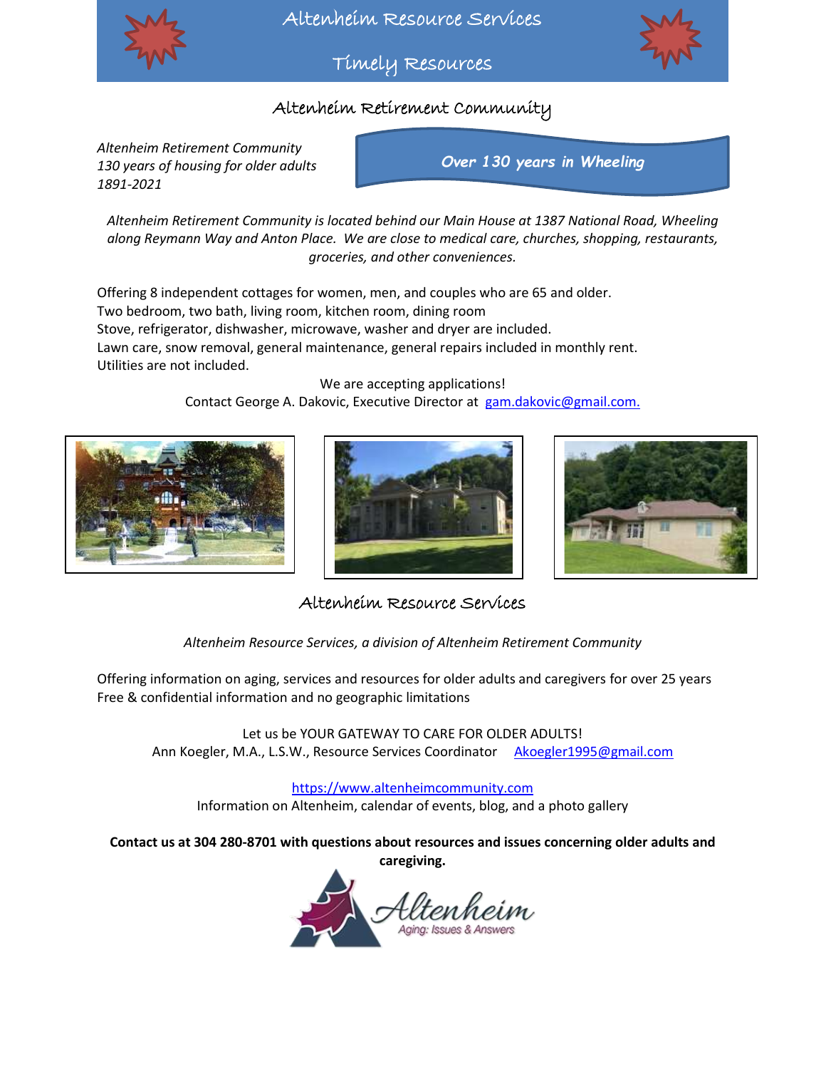# Altenheim Resource Services

## Timely Resources

## Altenheim Retirement Community

*Altenheim Retirement Community*
*130 years of housing for older adults*
*1891-2021*

***Over 130 years in Wheeling***

*Altenheim Retirement Community is located behind our Main House at 1387 National Road, Wheeling along Reymann Way and Anton Place. We are close to medical care, churches, shopping, restaurants, groceries, and other conveniences.*

Offering 8 independent cottages for women, men, and couples who are 65 and older.
Two bedroom, two bath, living room, kitchen room, dining room
Stove, refrigerator, dishwasher, microwave, washer and dryer are included.
Lawn care, snow removal, general maintenance, general repairs included in monthly rent.
Utilities are not included.

We are accepting applications!
Contact George A. Dakovic, Executive Director at gam.dakovic@gmail.com.

## Altenheim Resource Services

*Altenheim Resource Services, a division of Altenheim Retirement Community*

Offering information on aging, services and resources for older adults and caregivers for over 25 years
Free & confidential information and no geographic limitations

Let us be YOUR GATEWAY TO CARE FOR OLDER ADULTS!
Ann Koegler, M.A., L.S.W., Resource Services Coordinator Akoegler1995@gmail.com

https://www.altenheimcommunity.com
Information on Altenheim, calendar of events, blog, and a photo gallery

**Contact us at 304 280-8701 with questions about resources and issues concerning older adults and caregiving.**

Altenheim
Aging: Issues & Answers